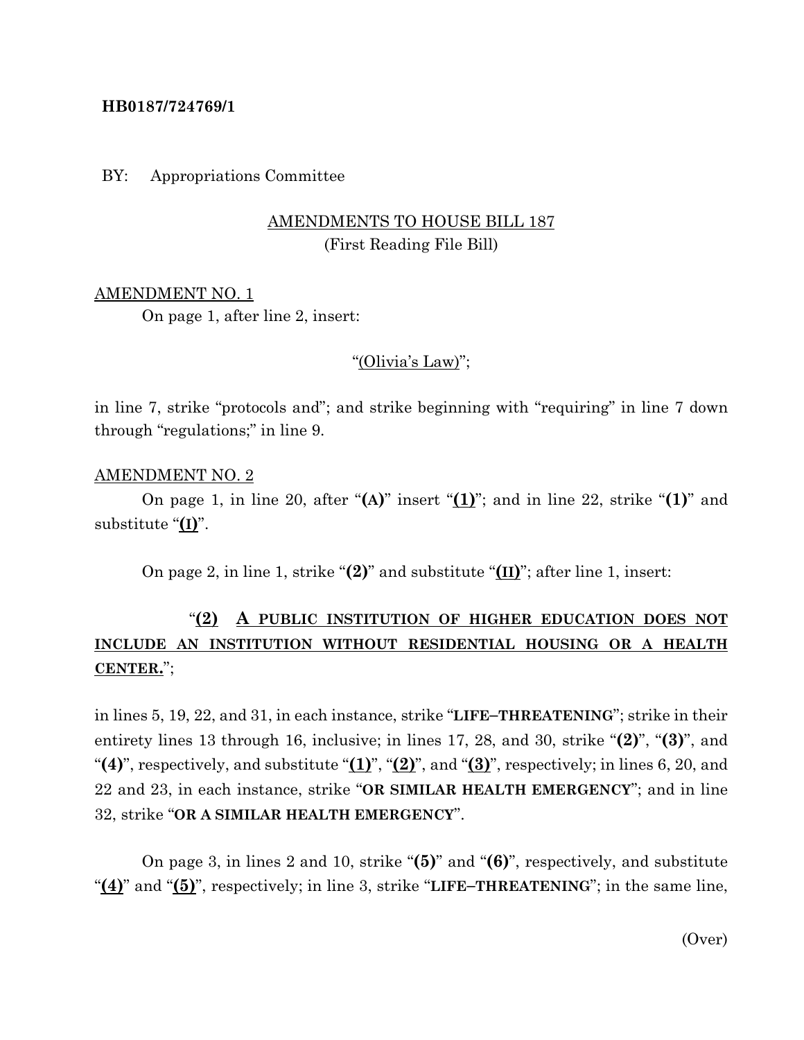**HB0187/724769/1**

BY: Appropriations Committee

AMENDMENTS TO HOUSE BILL 187
(First Reading File Bill)

AMENDMENT NO. 1

On page 1, after line 2, insert:

"(Olivia's Law)";

in line 7, strike "protocols and"; and strike beginning with "requiring" in line 7 down through "regulations;" in line 9.

AMENDMENT NO. 2

On page 1, in line 20, after "**(A)**" insert "**(1)**"; and in line 22, strike "**(1)**" and substitute "**(I)**".

On page 2, in line 1, strike "**(2)**" and substitute "**(II)**"; after line 1, insert:

"**(2) A PUBLIC INSTITUTION OF HIGHER EDUCATION DOES NOT INCLUDE AN INSTITUTION WITHOUT RESIDENTIAL HOUSING OR A HEALTH CENTER.**";

in lines 5, 19, 22, and 31, in each instance, strike "**LIFE–THREATENING**"; strike in their entirety lines 13 through 16, inclusive; in lines 17, 28, and 30, strike "**(2)**", "**(3)**", and "**(4)**", respectively, and substitute "**(1)**", "**(2)**", and "**(3)**", respectively; in lines 6, 20, and 22 and 23, in each instance, strike "**OR SIMILAR HEALTH EMERGENCY**"; and in line 32, strike "**OR A SIMILAR HEALTH EMERGENCY**".

On page 3, in lines 2 and 10, strike "**(5)**" and "**(6)**", respectively, and substitute "**(4)**" and "**(5)**", respectively; in line 3, strike "**LIFE–THREATENING**"; in the same line,

(Over)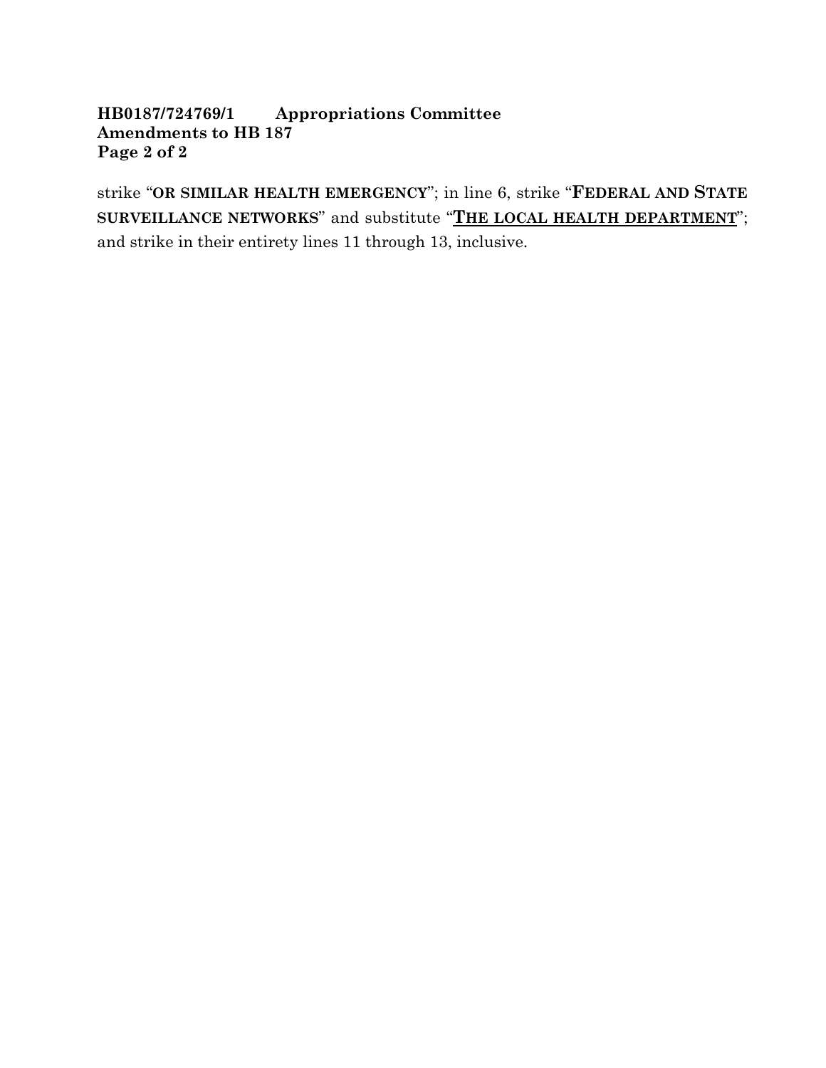strike "**OR SIMILAR HEALTH EMERGENCY**"; in line 6, strike "**FEDERAL AND STATE SURVEILLANCE NETWORKS**" and substitute "**THE LOCAL HEALTH DEPARTMENT**"; and strike in their entirety lines 11 through 13, inclusive.